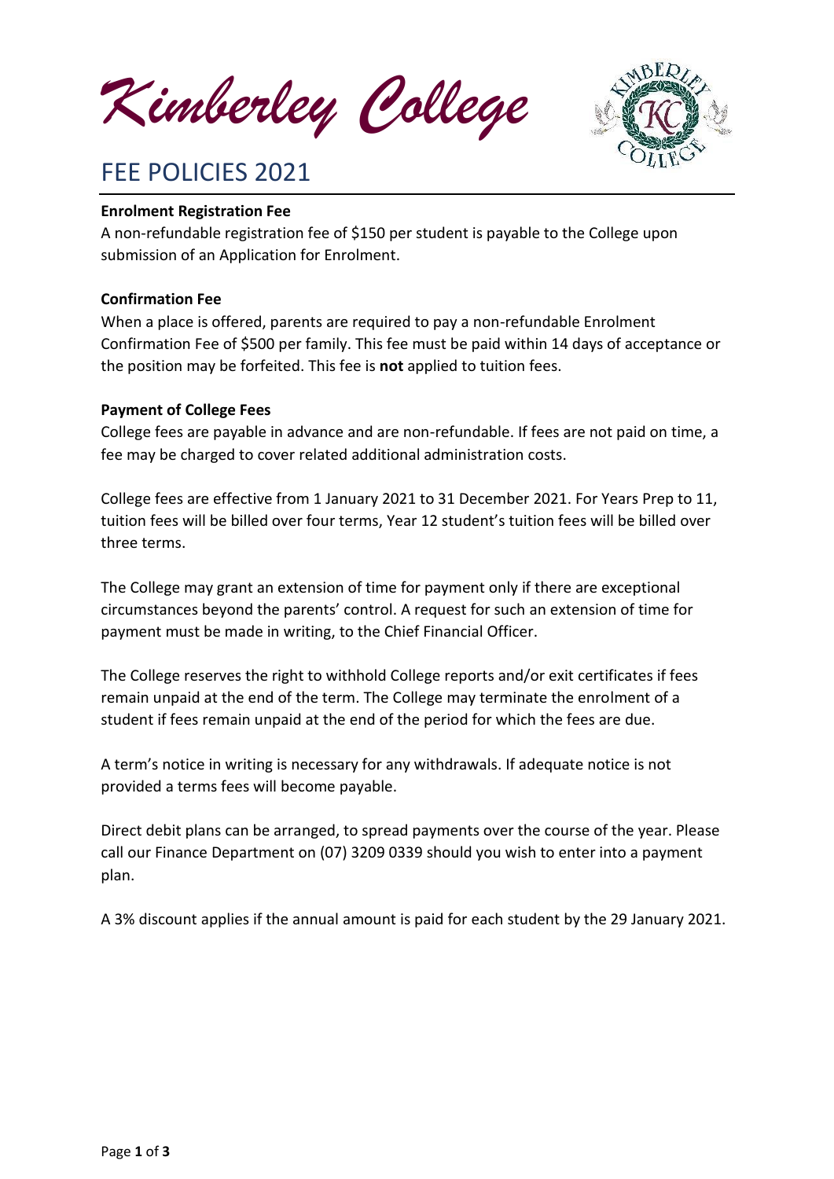# Kimberley College

## FEE POLICIES 2021

**Enrolment Registration Fee**

A non-refundable registration fee of $150 per student is payable to the College upon submission of an Application for Enrolment.

**Confirmation Fee**

When a place is offered, parents are required to pay a non-refundable Enrolment Confirmation Fee of $500 per family. This fee must be paid within 14 days of acceptance or the position may be forfeited. This fee is **not** applied to tuition fees.

**Payment of College Fees**

College fees are payable in advance and are non-refundable. If fees are not paid on time, a fee may be charged to cover related additional administration costs.

College fees are effective from 1 January 2021 to 31 December 2021. For Years Prep to 11, tuition fees will be billed over four terms, Year 12 student's tuition fees will be billed over three terms.

The College may grant an extension of time for payment only if there are exceptional circumstances beyond the parents' control. A request for such an extension of time for payment must be made in writing, to the Chief Financial Officer.

The College reserves the right to withhold College reports and/or exit certificates if fees remain unpaid at the end of the term. The College may terminate the enrolment of a student if fees remain unpaid at the end of the period for which the fees are due.

A term's notice in writing is necessary for any withdrawals. If adequate notice is not provided a terms fees will become payable.

Direct debit plans can be arranged, to spread payments over the course of the year. Please call our Finance Department on (07) 3209 0339 should you wish to enter into a payment plan.

A 3% discount applies if the annual amount is paid for each student by the 29 January 2021.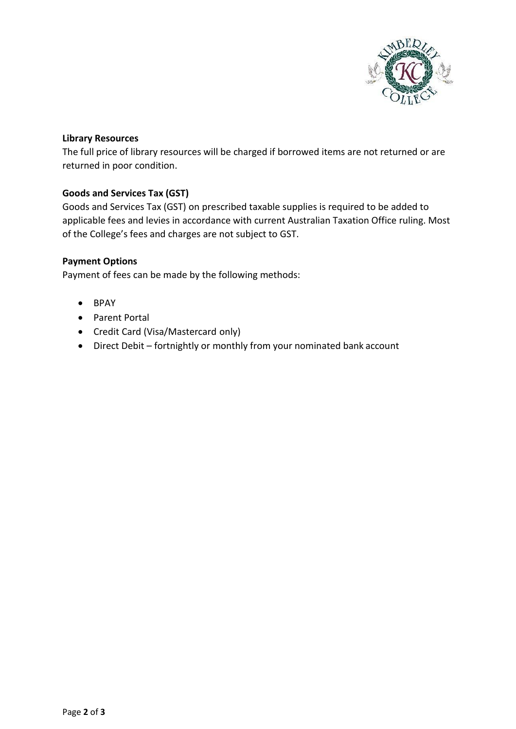**Library Resources**

The full price of library resources will be charged if borrowed items are not returned or are returned in poor condition.

**Goods and Services Tax (GST)**

Goods and Services Tax (GST) on prescribed taxable supplies is required to be added to applicable fees and levies in accordance with current Australian Taxation Office ruling. Most of the College's fees and charges are not subject to GST.

**Payment Options**

Payment of fees can be made by the following methods:

- BPAY
- Parent Portal
- Credit Card (Visa/Mastercard only)
- Direct Debit – fortnightly or monthly from your nominated bank account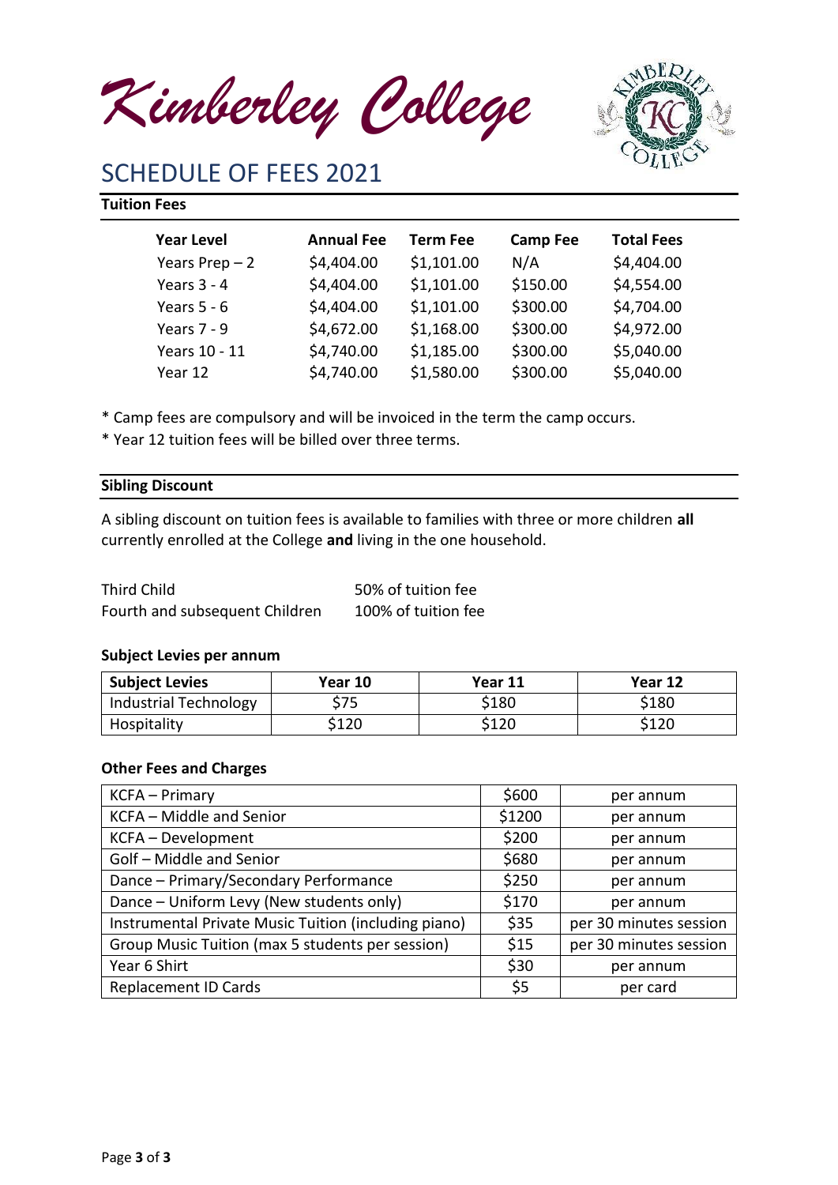# Kimberley College

## SCHEDULE OF FEES 2021

### Tuition Fees

| Year Level | Annual Fee | Term Fee | Camp Fee | Total Fees |
|---|---|---|---|---|
| Years Prep – 2 | $4,404.00 | $1,101.00 | N/A | $4,404.00 |
| Years 3 - 4 | $4,404.00 | $1,101.00 | $150.00 | $4,554.00 |
| Years 5 - 6 | $4,404.00 | $1,101.00 | $300.00 | $4,704.00 |
| Years 7 - 9 | $4,672.00 | $1,168.00 | $300.00 | $4,972.00 |
| Years 10 - 11 | $4,740.00 | $1,185.00 | $300.00 | $5,040.00 |
| Year 12 | $4,740.00 | $1,580.00 | $300.00 | $5,040.00 |

* Camp fees are compulsory and will be invoiced in the term the camp occurs.
* Year 12 tuition fees will be billed over three terms.

### Sibling Discount

A sibling discount on tuition fees is available to families with three or more children **all** currently enrolled at the College **and** living in the one household.

| | |
|---|---|
| Third Child | 50% of tuition fee |
| Fourth and subsequent Children | 100% of tuition fee |

### Subject Levies per annum

| Subject Levies | Year 10 | Year 11 | Year 12 |
|---|---|---|---|
| Industrial Technology | $75 | $180 | $180 |
| Hospitality | $120 | $120 | $120 |

### Other Fees and Charges

| | | |
|---|---|---|
| KCFA – Primary | $600 | per annum |
| KCFA – Middle and Senior | $1200 | per annum |
| KCFA – Development | $200 | per annum |
| Golf – Middle and Senior | $680 | per annum |
| Dance – Primary/Secondary Performance | $250 | per annum |
| Dance – Uniform Levy (New students only) | $170 | per annum |
| Instrumental Private Music Tuition (including piano) | $35 | per 30 minutes session |
| Group Music Tuition (max 5 students per session) | $15 | per 30 minutes session |
| Year 6 Shirt | $30 | per annum |
| Replacement ID Cards | $5 | per card |